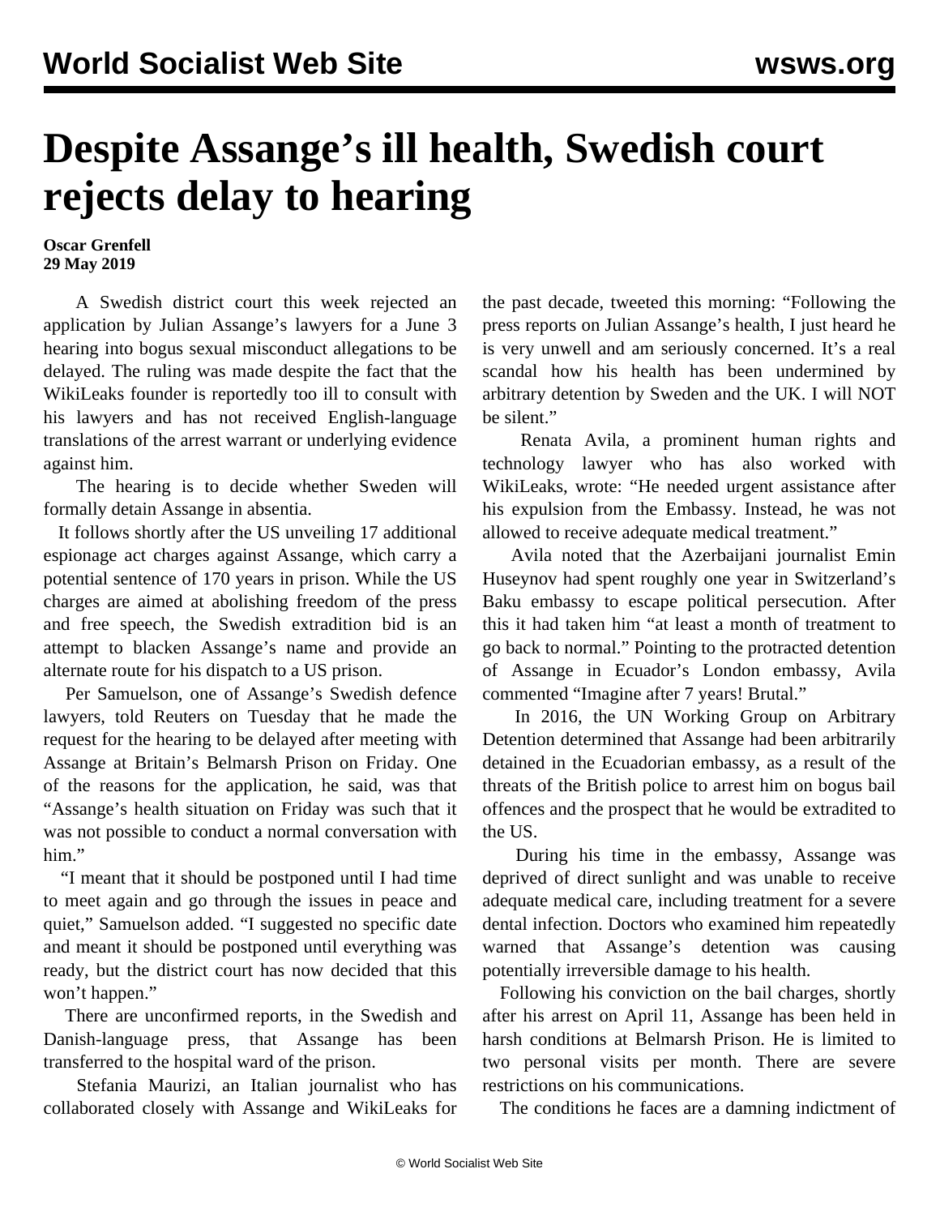# Despite Assange's ill health, Swedish court rejects delay to hearing

**Oscar Grenfell**
**29 May 2019**

A Swedish district court this week rejected an application by Julian Assange's lawyers for a June 3 hearing into bogus sexual misconduct allegations to be delayed. The ruling was made despite the fact that the WikiLeaks founder is reportedly too ill to consult with his lawyers and has not received English-language translations of the arrest warrant or underlying evidence against him.

The hearing is to decide whether Sweden will formally detain Assange in absentia.

It follows shortly after the US unveiling 17 additional espionage act charges against Assange, which carry a potential sentence of 170 years in prison. While the US charges are aimed at abolishing freedom of the press and free speech, the Swedish extradition bid is an attempt to blacken Assange's name and provide an alternate route for his dispatch to a US prison.

Per Samuelson, one of Assange's Swedish defence lawyers, told Reuters on Tuesday that he made the request for the hearing to be delayed after meeting with Assange at Britain's Belmarsh Prison on Friday. One of the reasons for the application, he said, was that "Assange's health situation on Friday was such that it was not possible to conduct a normal conversation with him."

"I meant that it should be postponed until I had time to meet again and go through the issues in peace and quiet," Samuelson added. "I suggested no specific date and meant it should be postponed until everything was ready, but the district court has now decided that this won't happen."

There are unconfirmed reports, in the Swedish and Danish-language press, that Assange has been transferred to the hospital ward of the prison.

Stefania Maurizi, an Italian journalist who has collaborated closely with Assange and WikiLeaks for the past decade, tweeted this morning: "Following the press reports on Julian Assange's health, I just heard he is very unwell and am seriously concerned. It's a real scandal how his health has been undermined by arbitrary detention by Sweden and the UK. I will NOT be silent."

Renata Avila, a prominent human rights and technology lawyer who has also worked with WikiLeaks, wrote: "He needed urgent assistance after his expulsion from the Embassy. Instead, he was not allowed to receive adequate medical treatment."

Avila noted that the Azerbaijani journalist Emin Huseynov had spent roughly one year in Switzerland's Baku embassy to escape political persecution. After this it had taken him "at least a month of treatment to go back to normal." Pointing to the protracted detention of Assange in Ecuador's London embassy, Avila commented "Imagine after 7 years! Brutal."

In 2016, the UN Working Group on Arbitrary Detention determined that Assange had been arbitrarily detained in the Ecuadorian embassy, as a result of the threats of the British police to arrest him on bogus bail offences and the prospect that he would be extradited to the US.

During his time in the embassy, Assange was deprived of direct sunlight and was unable to receive adequate medical care, including treatment for a severe dental infection. Doctors who examined him repeatedly warned that Assange's detention was causing potentially irreversible damage to his health.

Following his conviction on the bail charges, shortly after his arrest on April 11, Assange has been held in harsh conditions at Belmarsh Prison. He is limited to two personal visits per month. There are severe restrictions on his communications.

The conditions he faces are a damning indictment of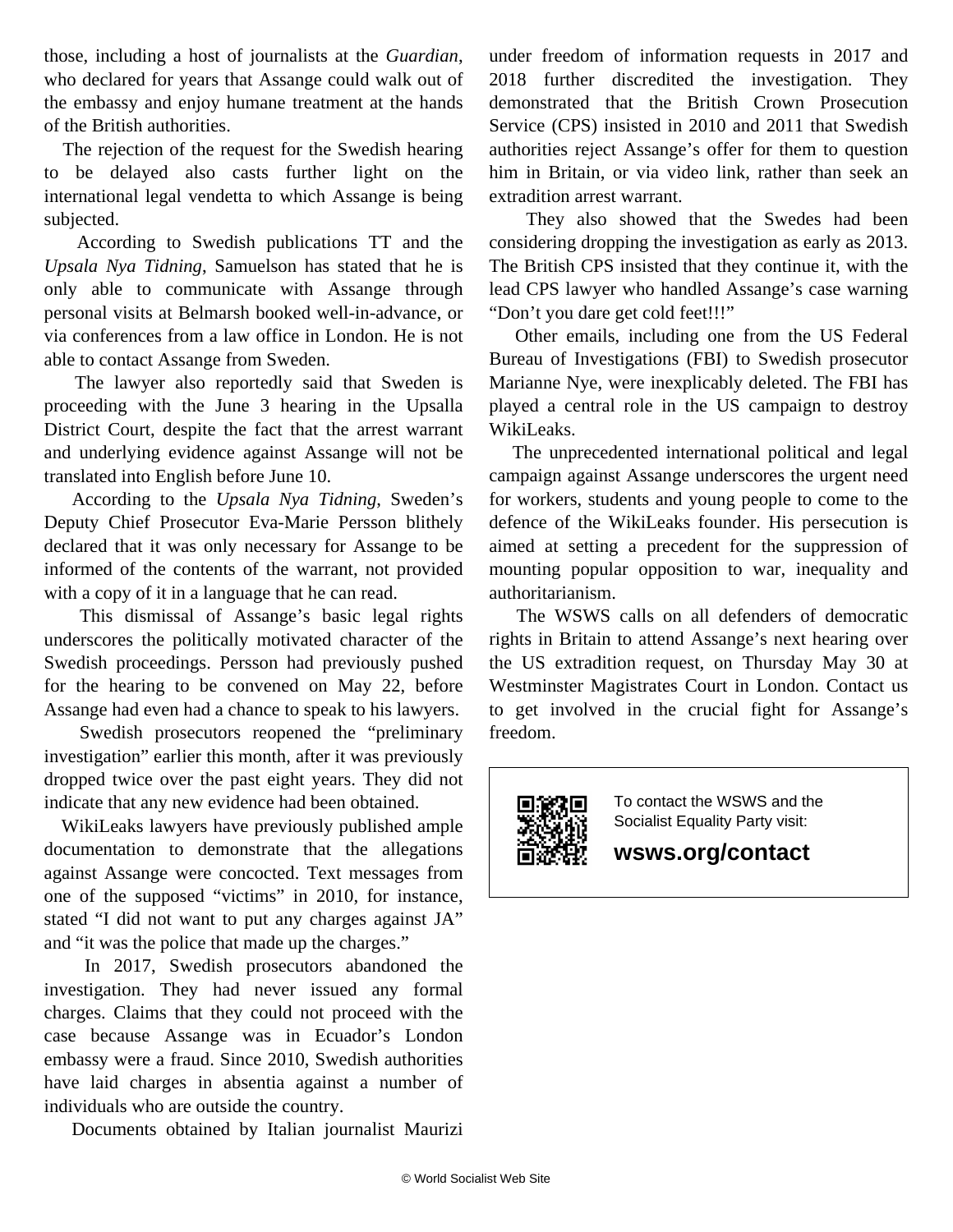those, including a host of journalists at the *Guardian*, who declared for years that Assange could walk out of the embassy and enjoy humane treatment at the hands of the British authorities.

The rejection of the request for the Swedish hearing to be delayed also casts further light on the international legal vendetta to which Assange is being subjected.

According to Swedish publications TT and the *Upsala Nya Tidning*, Samuelson has stated that he is only able to communicate with Assange through personal visits at Belmarsh booked well-in-advance, or via conferences from a law office in London. He is not able to contact Assange from Sweden.

The lawyer also reportedly said that Sweden is proceeding with the June 3 hearing in the Upsalla District Court, despite the fact that the arrest warrant and underlying evidence against Assange will not be translated into English before June 10.

According to the *Upsala Nya Tidning*, Sweden's Deputy Chief Prosecutor Eva-Marie Persson blithely declared that it was only necessary for Assange to be informed of the contents of the warrant, not provided with a copy of it in a language that he can read.

This dismissal of Assange's basic legal rights underscores the politically motivated character of the Swedish proceedings. Persson had previously pushed for the hearing to be convened on May 22, before Assange had even had a chance to speak to his lawyers.

Swedish prosecutors reopened the "preliminary investigation" earlier this month, after it was previously dropped twice over the past eight years. They did not indicate that any new evidence had been obtained.

WikiLeaks lawyers have previously published ample documentation to demonstrate that the allegations against Assange were concocted. Text messages from one of the supposed "victims" in 2010, for instance, stated "I did not want to put any charges against JA" and "it was the police that made up the charges."

In 2017, Swedish prosecutors abandoned the investigation. They had never issued any formal charges. Claims that they could not proceed with the case because Assange was in Ecuador's London embassy were a fraud. Since 2010, Swedish authorities have laid charges in absentia against a number of individuals who are outside the country.

Documents obtained by Italian journalist Maurizi under freedom of information requests in 2017 and 2018 further discredited the investigation. They demonstrated that the British Crown Prosecution Service (CPS) insisted in 2010 and 2011 that Swedish authorities reject Assange's offer for them to question him in Britain, or via video link, rather than seek an extradition arrest warrant.

They also showed that the Swedes had been considering dropping the investigation as early as 2013. The British CPS insisted that they continue it, with the lead CPS lawyer who handled Assange's case warning "Don't you dare get cold feet!!!"

Other emails, including one from the US Federal Bureau of Investigations (FBI) to Swedish prosecutor Marianne Nye, were inexplicably deleted. The FBI has played a central role in the US campaign to destroy WikiLeaks.

The unprecedented international political and legal campaign against Assange underscores the urgent need for workers, students and young people to come to the defence of the WikiLeaks founder. His persecution is aimed at setting a precedent for the suppression of mounting popular opposition to war, inequality and authoritarianism.

The WSWS calls on all defenders of democratic rights in Britain to attend Assange's next hearing over the US extradition request, on Thursday May 30 at Westminster Magistrates Court in London. Contact us to get involved in the crucial fight for Assange's freedom.

To contact the WSWS and the Socialist Equality Party visit:

**wsws.org/contact**